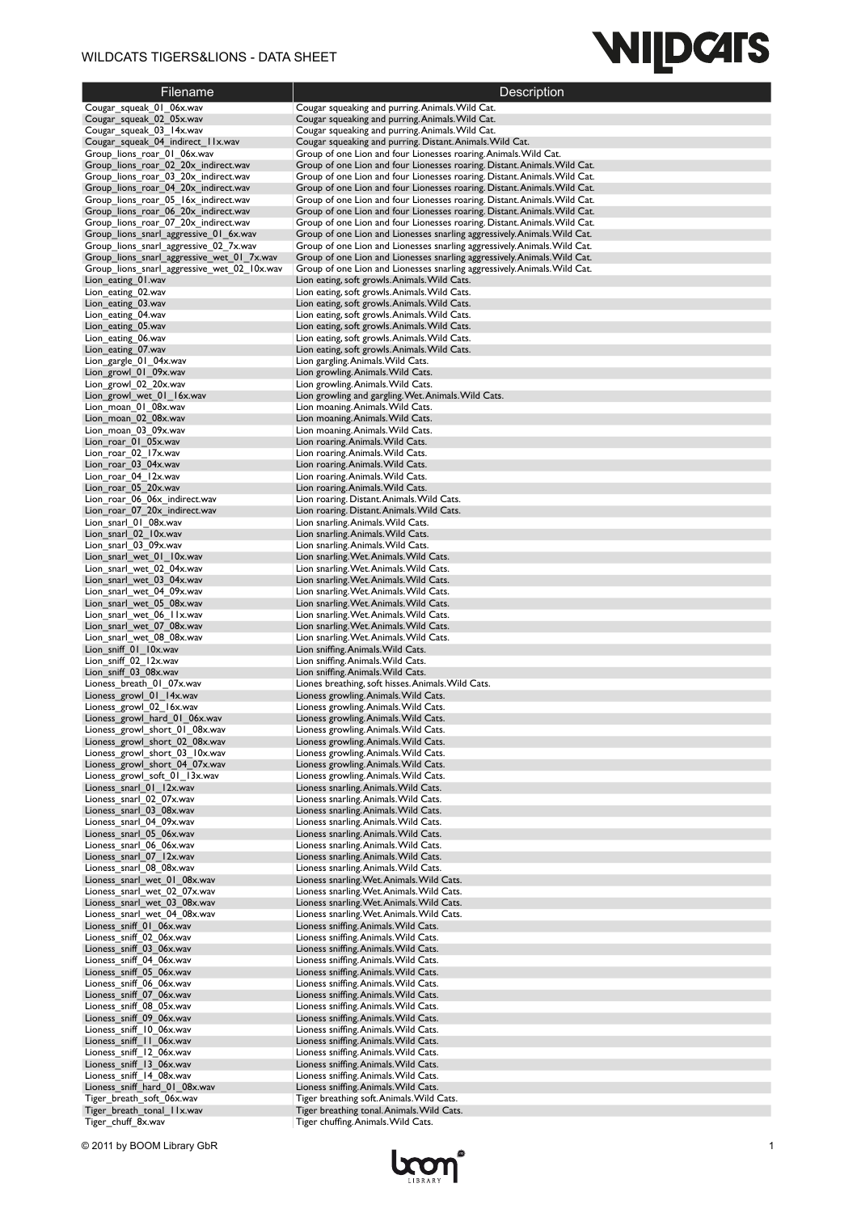# WILDCATS TIGERS&LIONS - DATA SHEET

| Filename | Description |
|---|---|
| Cougar_squeak_01_06x.wav | Cougar squeaking and purring. Animals. Wild Cat. |
| Cougar_squeak_02_05x.wav | Cougar squeaking and purring. Animals. Wild Cat. |
| Cougar_squeak_03_14x.wav | Cougar squeaking and purring. Animals. Wild Cat. |
| Cougar_squeak_04_indirect_11x.wav | Cougar squeaking and purring. Distant. Animals. Wild Cat. |
| Group_lions_roar_01_06x.wav | Group of one Lion and four Lionesses roaring. Animals. Wild Cat. |
| Group_lions_roar_02_20x_indirect.wav | Group of one Lion and four Lionesses roaring. Distant. Animals. Wild Cat. |
| Group_lions_roar_03_20x_indirect.wav | Group of one Lion and four Lionesses roaring. Distant. Animals. Wild Cat. |
| Group_lions_roar_04_20x_indirect.wav | Group of one Lion and four Lionesses roaring. Distant. Animals. Wild Cat. |
| Group_lions_roar_05_16x_indirect.wav | Group of one Lion and four Lionesses roaring. Distant. Animals. Wild Cat. |
| Group_lions_roar_06_20x_indirect.wav | Group of one Lion and four Lionesses roaring. Distant. Animals. Wild Cat. |
| Group_lions_roar_07_20x_indirect.wav | Group of one Lion and four Lionesses roaring. Distant. Animals. Wild Cat. |
| Group_lions_snarl_aggressive_01_6x.wav | Group of one Lion and Lionesses snarling aggressively. Animals. Wild Cat. |
| Group_lions_snarl_aggressive_02_7x.wav | Group of one Lion and Lionesses snarling aggressively. Animals. Wild Cat. |
| Group_lions_snarl_aggressive_wet_01_7x.wav | Group of one Lion and Lionesses snarling aggressively. Animals. Wild Cat. |
| Group_lions_snarl_aggressive_wet_02_10x.wav | Group of one Lion and Lionesses snarling aggressively. Animals. Wild Cat. |
| Lion_eating_01.wav | Lion eating, soft growls. Animals. Wild Cats. |
| Lion_eating_02.wav | Lion eating, soft growls. Animals. Wild Cats. |
| Lion_eating_03.wav | Lion eating, soft growls. Animals. Wild Cats. |
| Lion_eating_04.wav | Lion eating, soft growls. Animals. Wild Cats. |
| Lion_eating_05.wav | Lion eating, soft growls. Animals. Wild Cats. |
| Lion_eating_06.wav | Lion eating, soft growls. Animals. Wild Cats. |
| Lion_eating_07.wav | Lion eating, soft growls. Animals. Wild Cats. |
| Lion_gargle_01_04x.wav | Lion gargling. Animals. Wild Cats. |
| Lion_growl_01_09x.wav | Lion growling. Animals. Wild Cats. |
| Lion_growl_02_20x.wav | Lion growling. Animals. Wild Cats. |
| Lion_growl_wet_01_16x.wav | Lion growling and gargling. Wet. Animals. Wild Cats. |
| Lion_moan_01_08x.wav | Lion moaning. Animals. Wild Cats. |
| Lion_moan_02_08x.wav | Lion moaning. Animals. Wild Cats. |
| Lion_moan_03_09x.wav | Lion moaning. Animals. Wild Cats. |
| Lion_roar_01_05x.wav | Lion roaring. Animals. Wild Cats. |
| Lion_roar_02_17x.wav | Lion roaring. Animals. Wild Cats. |
| Lion_roar_03_04x.wav | Lion roaring. Animals. Wild Cats. |
| Lion_roar_04_12x.wav | Lion roaring. Animals. Wild Cats. |
| Lion_roar_05_20x.wav | Lion roaring. Animals. Wild Cats. |
| Lion_roar_06_06x_indirect.wav | Lion roaring. Distant. Animals. Wild Cats. |
| Lion_roar_07_20x_indirect.wav | Lion roaring. Distant. Animals. Wild Cats. |
| Lion_snarl_01_08x.wav | Lion snarling. Animals. Wild Cats. |
| Lion_snarl_02_10x.wav | Lion snarling. Animals. Wild Cats. |
| Lion_snarl_03_09x.wav | Lion snarling. Animals. Wild Cats. |
| Lion_snarl_wet_01_10x.wav | Lion snarling. Wet. Animals. Wild Cats. |
| Lion_snarl_wet_02_04x.wav | Lion snarling. Wet. Animals. Wild Cats. |
| Lion_snarl_wet_03_04x.wav | Lion snarling. Wet. Animals. Wild Cats. |
| Lion_snarl_wet_04_09x.wav | Lion snarling. Wet. Animals. Wild Cats. |
| Lion_snarl_wet_05_08x.wav | Lion snarling. Wet. Animals. Wild Cats. |
| Lion_snarl_wet_06_11x.wav | Lion snarling. Wet. Animals. Wild Cats. |
| Lion_snarl_wet_07_08x.wav | Lion snarling. Wet. Animals. Wild Cats. |
| Lion_snarl_wet_08_08x.wav | Lion snarling. Wet. Animals. Wild Cats. |
| Lion_sniff_01_10x.wav | Lion sniffing. Animals. Wild Cats. |
| Lion_sniff_02_12x.wav | Lion sniffing. Animals. Wild Cats. |
| Lion_sniff_03_08x.wav | Lion sniffing. Animals. Wild Cats. |
| Lioness_breath_01_07x.wav | Liones breathing, soft hisses. Animals. Wild Cats. |
| Lioness_growl_01_14x.wav | Lioness growling. Animals. Wild Cats. |
| Lioness_growl_02_16x.wav | Lioness growling. Animals. Wild Cats. |
| Lioness_growl_hard_01_06x.wav | Lioness growling. Animals. Wild Cats. |
| Lioness_growl_short_01_08x.wav | Lioness growling. Animals. Wild Cats. |
| Lioness_growl_short_02_08x.wav | Lioness growling. Animals. Wild Cats. |
| Lioness_growl_short_03_10x.wav | Lioness growling. Animals. Wild Cats. |
| Lioness_growl_short_04_07x.wav | Lioness growling. Animals. Wild Cats. |
| Lioness_growl_soft_01_13x.wav | Lioness growling. Animals. Wild Cats. |
| Lioness_snarl_01_12x.wav | Lioness snarling. Animals. Wild Cats. |
| Lioness_snarl_02_07x.wav | Lioness snarling. Animals. Wild Cats. |
| Lioness_snarl_03_08x.wav | Lioness snarling. Animals. Wild Cats. |
| Lioness_snarl_04_09x.wav | Lioness snarling. Animals. Wild Cats. |
| Lioness_snarl_05_06x.wav | Lioness snarling. Animals. Wild Cats. |
| Lioness_snarl_06_06x.wav | Lioness snarling. Animals. Wild Cats. |
| Lioness_snarl_07_12x.wav | Lioness snarling. Animals. Wild Cats. |
| Lioness_snarl_08_08x.wav | Lioness snarling. Animals. Wild Cats. |
| Lioness_snarl_wet_01_08x.wav | Lioness snarling. Wet. Animals. Wild Cats. |
| Lioness_snarl_wet_02_07x.wav | Lioness snarling. Wet. Animals. Wild Cats. |
| Lioness_snarl_wet_03_08x.wav | Lioness snarling. Wet. Animals. Wild Cats. |
| Lioness_snarl_wet_04_08x.wav | Lioness snarling. Wet. Animals. Wild Cats. |
| Lioness_sniff_01_06x.wav | Lioness sniffing. Animals. Wild Cats. |
| Lioness_sniff_02_06x.wav | Lioness sniffing. Animals. Wild Cats. |
| Lioness_sniff_03_06x.wav | Lioness sniffing. Animals. Wild Cats. |
| Lioness_sniff_04_06x.wav | Lioness sniffing. Animals. Wild Cats. |
| Lioness_sniff_05_06x.wav | Lioness sniffing. Animals. Wild Cats. |
| Lioness_sniff_06_06x.wav | Lioness sniffing. Animals. Wild Cats. |
| Lioness_sniff_07_06x.wav | Lioness sniffing. Animals. Wild Cats. |
| Lioness_sniff_08_05x.wav | Lioness sniffing. Animals. Wild Cats. |
| Lioness_sniff_09_06x.wav | Lioness sniffing. Animals. Wild Cats. |
| Lioness_sniff_10_06x.wav | Lioness sniffing. Animals. Wild Cats. |
| Lioness_sniff_11_06x.wav | Lioness sniffing. Animals. Wild Cats. |
| Lioness_sniff_12_06x.wav | Lioness sniffing. Animals. Wild Cats. |
| Lioness_sniff_13_06x.wav | Lioness sniffing. Animals. Wild Cats. |
| Lioness_sniff_14_08x.wav | Lioness sniffing. Animals. Wild Cats. |
| Lioness_sniff_hard_01_08x.wav | Lioness sniffing. Animals. Wild Cats. |
| Tiger_breath_soft_06x.wav | Tiger breathing soft. Animals. Wild Cats. |
| Tiger_breath_tonal_11x.wav | Tiger breathing tonal. Animals. Wild Cats. |
| Tiger_chuff_8x.wav | Tiger chuffing. Animals. Wild Cats. |

© 2011 by BOOM Library GbR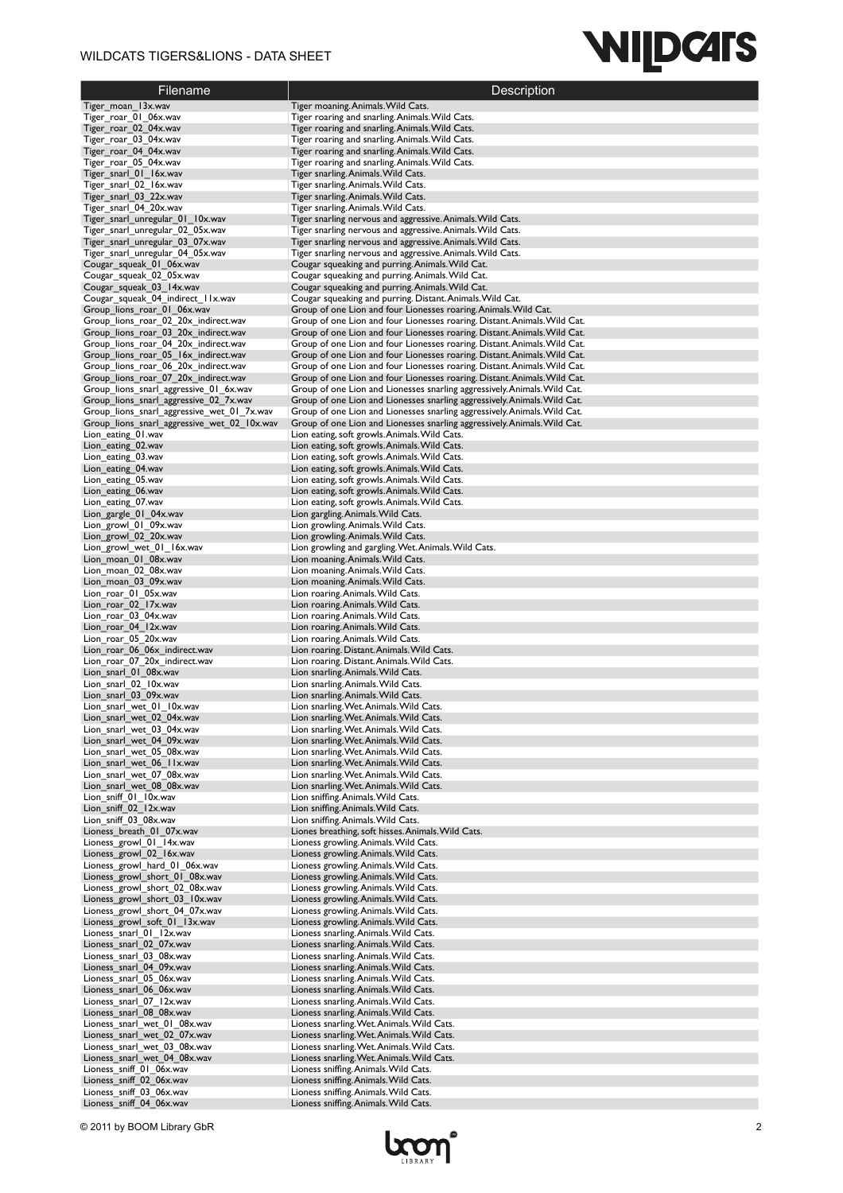| Filename | Description |
| --- | --- |
| Tiger_moan_13x.wav | Tiger moaning. Animals. Wild Cats. |
| Tiger_roar_01_06x.wav | Tiger roaring and snarling. Animals. Wild Cats. |
| Tiger_roar_02_04x.wav | Tiger roaring and snarling. Animals. Wild Cats. |
| Tiger_roar_03_04x.wav | Tiger roaring and snarling. Animals. Wild Cats. |
| Tiger_roar_04_04x.wav | Tiger roaring and snarling. Animals. Wild Cats. |
| Tiger_roar_05_04x.wav | Tiger roaring and snarling. Animals. Wild Cats. |
| Tiger_snarl_01_16x.wav | Tiger snarling. Animals. Wild Cats. |
| Tiger_snarl_02_16x.wav | Tiger snarling. Animals. Wild Cats. |
| Tiger_snarl_03_22x.wav | Tiger snarling. Animals. Wild Cats. |
| Tiger_snarl_04_20x.wav | Tiger snarling. Animals. Wild Cats. |
| Tiger_snarl_unregular_01_10x.wav | Tiger snarling nervous and aggressive. Animals. Wild Cats. |
| Tiger_snarl_unregular_02_05x.wav | Tiger snarling nervous and aggressive. Animals. Wild Cats. |
| Tiger_snarl_unregular_03_07x.wav | Tiger snarling nervous and aggressive. Animals. Wild Cats. |
| Tiger_snarl_unregular_04_05x.wav | Tiger snarling nervous and aggressive. Animals. Wild Cats. |
| Cougar_squeak_01_06x.wav | Cougar squeaking and purring. Animals. Wild Cat. |
| Cougar_squeak_02_05x.wav | Cougar squeaking and purring. Animals. Wild Cat. |
| Cougar_squeak_03_14x.wav | Cougar squeaking and purring. Animals. Wild Cat. |
| Cougar_squeak_04_indirect_11x.wav | Cougar squeaking and purring. Distant. Animals. Wild Cat. |
| Group_lions_roar_01_06x.wav | Group of one Lion and four Lionesses roaring. Animals. Wild Cat. |
| Group_lions_roar_02_20x_indirect.wav | Group of one Lion and four Lionesses roaring. Distant. Animals. Wild Cat. |
| Group_lions_roar_03_20x_indirect.wav | Group of one Lion and four Lionesses roaring. Distant. Animals. Wild Cat. |
| Group_lions_roar_04_20x_indirect.wav | Group of one Lion and four Lionesses roaring. Distant. Animals. Wild Cat. |
| Group_lions_roar_05_16x_indirect.wav | Group of one Lion and four Lionesses roaring. Distant. Animals. Wild Cat. |
| Group_lions_roar_06_20x_indirect.wav | Group of one Lion and four Lionesses roaring. Distant. Animals. Wild Cat. |
| Group_lions_roar_07_20x_indirect.wav | Group of one Lion and four Lionesses roaring. Distant. Animals. Wild Cat. |
| Group_lions_snarl_aggressive_01_6x.wav | Group of one Lion and Lionesses snarling aggressively. Animals. Wild Cat. |
| Group_lions_snarl_aggressive_02_7x.wav | Group of one Lion and Lionesses snarling aggressively. Animals. Wild Cat. |
| Group_lions_snarl_aggressive_wet_01_7x.wav | Group of one Lion and Lionesses snarling aggressively. Animals. Wild Cat. |
| Group_lions_snarl_aggressive_wet_02_10x.wav | Group of one Lion and Lionesses snarling aggressively. Animals. Wild Cat. |
| Lion_eating_01.wav | Lion eating, soft growls. Animals. Wild Cats. |
| Lion_eating_02.wav | Lion eating, soft growls. Animals. Wild Cats. |
| Lion_eating_03.wav | Lion eating, soft growls. Animals. Wild Cats. |
| Lion_eating_04.wav | Lion eating, soft growls. Animals. Wild Cats. |
| Lion_eating_05.wav | Lion eating, soft growls. Animals. Wild Cats. |
| Lion_eating_06.wav | Lion eating, soft growls. Animals. Wild Cats. |
| Lion_eating_07.wav | Lion eating, soft growls. Animals. Wild Cats. |
| Lion_gargle_01_04x.wav | Lion gargling. Animals. Wild Cats. |
| Lion_growl_01_09x.wav | Lion growling. Animals. Wild Cats. |
| Lion_growl_02_20x.wav | Lion growling. Animals. Wild Cats. |
| Lion_growl_wet_01_16x.wav | Lion growling and gargling. Wet. Animals. Wild Cats. |
| Lion_moan_01_08x.wav | Lion moaning. Animals. Wild Cats. |
| Lion_moan_02_08x.wav | Lion moaning. Animals. Wild Cats. |
| Lion_moan_03_09x.wav | Lion moaning. Animals. Wild Cats. |
| Lion_roar_01_05x.wav | Lion roaring. Animals. Wild Cats. |
| Lion_roar_02_17x.wav | Lion roaring. Animals. Wild Cats. |
| Lion_roar_03_04x.wav | Lion roaring. Animals. Wild Cats. |
| Lion_roar_04_12x.wav | Lion roaring. Animals. Wild Cats. |
| Lion_roar_05_20x.wav | Lion roaring. Animals. Wild Cats. |
| Lion_roar_06_06x_indirect.wav | Lion roaring. Distant. Animals. Wild Cats. |
| Lion_roar_07_20x_indirect.wav | Lion roaring. Distant. Animals. Wild Cats. |
| Lion_snarl_01_08x.wav | Lion snarling. Animals. Wild Cats. |
| Lion_snarl_02_10x.wav | Lion snarling. Animals. Wild Cats. |
| Lion_snarl_03_09x.wav | Lion snarling. Animals. Wild Cats. |
| Lion_snarl_wet_01_10x.wav | Lion snarling. Wet. Animals. Wild Cats. |
| Lion_snarl_wet_02_04x.wav | Lion snarling. Wet. Animals. Wild Cats. |
| Lion_snarl_wet_03_04x.wav | Lion snarling. Wet. Animals. Wild Cats. |
| Lion_snarl_wet_04_09x.wav | Lion snarling. Wet. Animals. Wild Cats. |
| Lion_snarl_wet_05_08x.wav | Lion snarling. Wet. Animals. Wild Cats. |
| Lion_snarl_wet_06_11x.wav | Lion snarling. Wet. Animals. Wild Cats. |
| Lion_snarl_wet_07_08x.wav | Lion snarling. Wet. Animals. Wild Cats. |
| Lion_snarl_wet_08_08x.wav | Lion snarling. Wet. Animals. Wild Cats. |
| Lion_sniff_01_10x.wav | Lion sniffing. Animals. Wild Cats. |
| Lion_sniff_02_12x.wav | Lion sniffing. Animals. Wild Cats. |
| Lion_sniff_03_08x.wav | Lion sniffing. Animals. Wild Cats. |
| Lioness_breath_01_07x.wav | Liones breathing, soft hisses. Animals. Wild Cats. |
| Lioness_growl_01_14x.wav | Lioness growling. Animals. Wild Cats. |
| Lioness_growl_02_16x.wav | Lioness growling. Animals. Wild Cats. |
| Lioness_growl_hard_01_06x.wav | Lioness growling. Animals. Wild Cats. |
| Lioness_growl_short_01_08x.wav | Lioness growling. Animals. Wild Cats. |
| Lioness_growl_short_02_08x.wav | Lioness growling. Animals. Wild Cats. |
| Lioness_growl_short_03_10x.wav | Lioness growling. Animals. Wild Cats. |
| Lioness_growl_short_04_07x.wav | Lioness growling. Animals. Wild Cats. |
| Lioness_growl_soft_01_13x.wav | Lioness growling. Animals. Wild Cats. |
| Lioness_snarl_01_12x.wav | Lioness snarling. Animals. Wild Cats. |
| Lioness_snarl_02_07x.wav | Lioness snarling. Animals. Wild Cats. |
| Lioness_snarl_03_08x.wav | Lioness snarling. Animals. Wild Cats. |
| Lioness_snarl_04_09x.wav | Lioness snarling. Animals. Wild Cats. |
| Lioness_snarl_05_06x.wav | Lioness snarling. Animals. Wild Cats. |
| Lioness_snarl_06_06x.wav | Lioness snarling. Animals. Wild Cats. |
| Lioness_snarl_07_12x.wav | Lioness snarling. Animals. Wild Cats. |
| Lioness_snarl_08_08x.wav | Lioness snarling. Animals. Wild Cats. |
| Lioness_snarl_wet_01_08x.wav | Lioness snarling. Wet. Animals. Wild Cats. |
| Lioness_snarl_wet_02_07x.wav | Lioness snarling. Wet. Animals. Wild Cats. |
| Lioness_snarl_wet_03_08x.wav | Lioness snarling. Wet. Animals. Wild Cats. |
| Lioness_snarl_wet_04_08x.wav | Lioness snarling. Wet. Animals. Wild Cats. |
| Lioness_sniff_01_06x.wav | Lioness sniffing. Animals. Wild Cats. |
| Lioness_sniff_02_06x.wav | Lioness sniffing. Animals. Wild Cats. |
| Lioness_sniff_03_06x.wav | Lioness sniffing. Animals. Wild Cats. |
| Lioness_sniff_04_06x.wav | Lioness sniffing. Animals. Wild Cats. |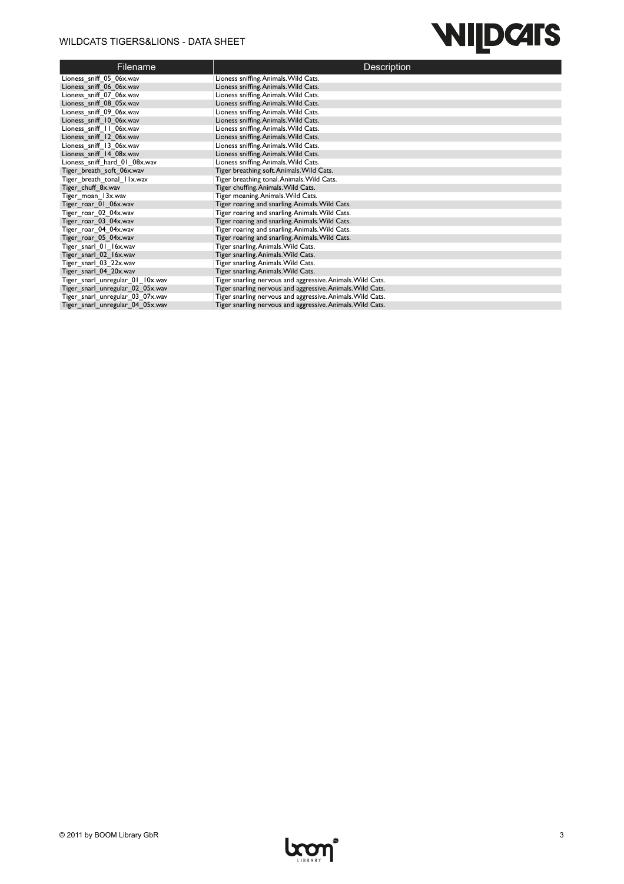| Filename | Description |
| --- | --- |
| Lioness_sniff_05_06x.wav | Lioness sniffing. Animals. Wild Cats. |
| Lioness_sniff_06_06x.wav | Lioness sniffing. Animals. Wild Cats. |
| Lioness_sniff_07_06x.wav | Lioness sniffing. Animals. Wild Cats. |
| Lioness_sniff_08_05x.wav | Lioness sniffing. Animals. Wild Cats. |
| Lioness_sniff_09_06x.wav | Lioness sniffing. Animals. Wild Cats. |
| Lioness_sniff_10_06x.wav | Lioness sniffing. Animals. Wild Cats. |
| Lioness_sniff_11_06x.wav | Lioness sniffing. Animals. Wild Cats. |
| Lioness_sniff_12_06x.wav | Lioness sniffing. Animals. Wild Cats. |
| Lioness_sniff_13_06x.wav | Lioness sniffing. Animals. Wild Cats. |
| Lioness_sniff_14_08x.wav | Lioness sniffing. Animals. Wild Cats. |
| Lioness_sniff_hard_01_08x.wav | Lioness sniffing. Animals. Wild Cats. |
| Tiger_breath_soft_06x.wav | Tiger breathing soft. Animals. Wild Cats. |
| Tiger_breath_tonal_11x.wav | Tiger breathing tonal. Animals. Wild Cats. |
| Tiger_chuff_8x.wav | Tiger chuffing. Animals. Wild Cats. |
| Tiger_moan_13x.wav | Tiger moaning. Animals. Wild Cats. |
| Tiger_roar_01_06x.wav | Tiger roaring and snarling. Animals. Wild Cats. |
| Tiger_roar_02_04x.wav | Tiger roaring and snarling. Animals. Wild Cats. |
| Tiger_roar_03_04x.wav | Tiger roaring and snarling. Animals. Wild Cats. |
| Tiger_roar_04_04x.wav | Tiger roaring and snarling. Animals. Wild Cats. |
| Tiger_roar_05_04x.wav | Tiger roaring and snarling. Animals. Wild Cats. |
| Tiger_snarl_01_16x.wav | Tiger snarling. Animals. Wild Cats. |
| Tiger_snarl_02_16x.wav | Tiger snarling. Animals. Wild Cats. |
| Tiger_snarl_03_22x.wav | Tiger snarling. Animals. Wild Cats. |
| Tiger_snarl_04_20x.wav | Tiger snarling. Animals. Wild Cats. |
| Tiger_snarl_unregular_01_10x.wav | Tiger snarling nervous and aggressive. Animals. Wild Cats. |
| Tiger_snarl_unregular_02_05x.wav | Tiger snarling nervous and aggressive. Animals. Wild Cats. |
| Tiger_snarl_unregular_03_07x.wav | Tiger snarling nervous and aggressive. Animals. Wild Cats. |
| Tiger_snarl_unregular_04_05x.wav | Tiger snarling nervous and aggressive. Animals. Wild Cats. |